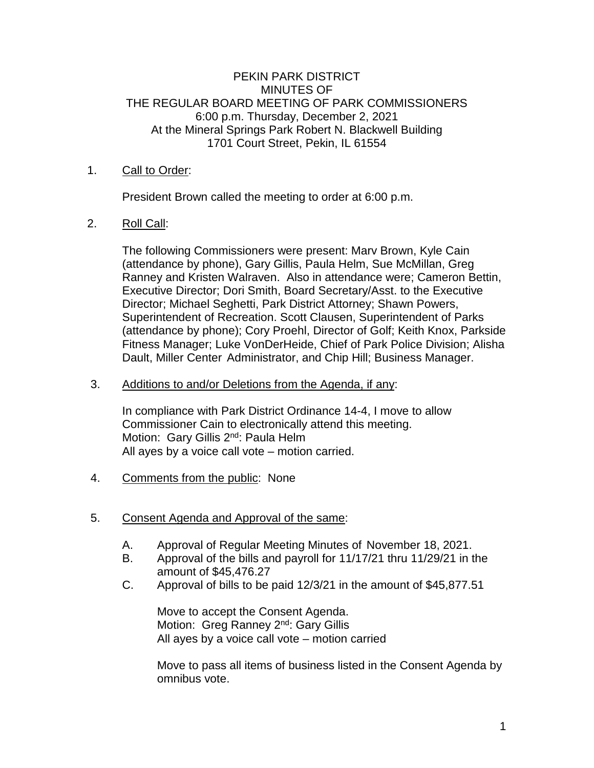PEKIN PARK DISTRICT
MINUTES OF
THE REGULAR BOARD MEETING OF PARK COMMISSIONERS
6:00 p.m. Thursday, December 2, 2021
At the Mineral Springs Park Robert N. Blackwell Building
1701 Court Street, Pekin, IL 61554

1. Call to Order:

   President Brown called the meeting to order at 6:00 p.m.

2. Roll Call:

   The following Commissioners were present: Marv Brown, Kyle Cain (attendance by phone), Gary Gillis, Paula Helm, Sue McMillan, Greg Ranney and Kristen Walraven. Also in attendance were; Cameron Bettin, Executive Director; Dori Smith, Board Secretary/Asst. to the Executive Director; Michael Seghetti, Park District Attorney; Shawn Powers, Superintendent of Recreation. Scott Clausen, Superintendent of Parks (attendance by phone); Cory Proehl, Director of Golf; Keith Knox, Parkside Fitness Manager; Luke VonDerHeide, Chief of Park Police Division; Alisha Dault, Miller Center Administrator, and Chip Hill; Business Manager.

3. Additions to and/or Deletions from the Agenda, if any:

   In compliance with Park District Ordinance 14-4, I move to allow Commissioner Cain to electronically attend this meeting.
   Motion: Gary Gillis 2nd: Paula Helm
   All ayes by a voice call vote – motion carried.

4. Comments from the public: None

5. Consent Agenda and Approval of the same:

   A. Approval of Regular Meeting Minutes of November 18, 2021.
   B. Approval of the bills and payroll for 11/17/21 thru 11/29/21 in the amount of $45,476.27
   C. Approval of bills to be paid 12/3/21 in the amount of $45,877.51

      Move to accept the Consent Agenda.
      Motion: Greg Ranney 2nd: Gary Gillis
      All ayes by a voice call vote – motion carried

      Move to pass all items of business listed in the Consent Agenda by omnibus vote.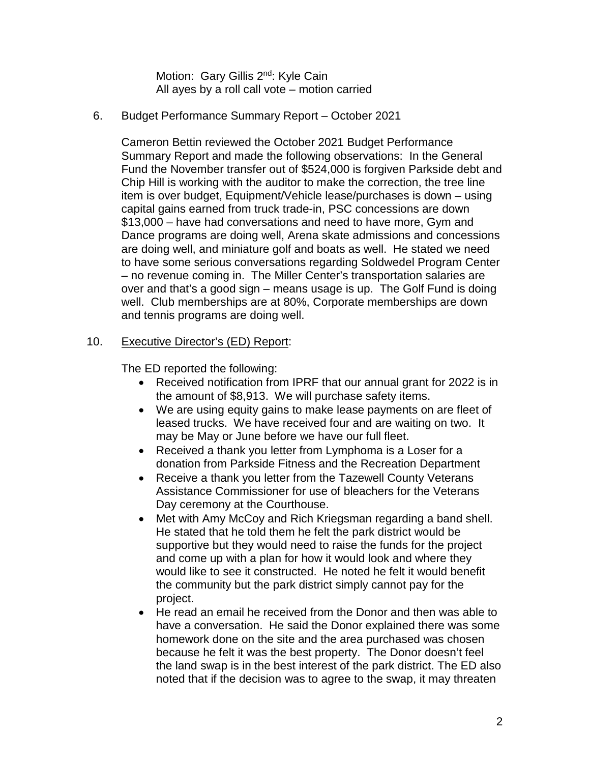Motion: Gary Gillis 2nd: Kyle Cain
All ayes by a roll call vote – motion carried

6. Budget Performance Summary Report – October 2021

Cameron Bettin reviewed the October 2021 Budget Performance Summary Report and made the following observations: In the General Fund the November transfer out of $524,000 is forgiven Parkside debt and Chip Hill is working with the auditor to make the correction, the tree line item is over budget, Equipment/Vehicle lease/purchases is down – using capital gains earned from truck trade-in, PSC concessions are down $13,000 – have had conversations and need to have more, Gym and Dance programs are doing well, Arena skate admissions and concessions are doing well, and miniature golf and boats as well. He stated we need to have some serious conversations regarding Soldwedel Program Center – no revenue coming in. The Miller Center's transportation salaries are over and that's a good sign – means usage is up. The Golf Fund is doing well. Club memberships are at 80%, Corporate memberships are down and tennis programs are doing well.

10. Executive Director's (ED) Report:

The ED reported the following:

- Received notification from IPRF that our annual grant for 2022 is in the amount of $8,913. We will purchase safety items.
- We are using equity gains to make lease payments on are fleet of leased trucks. We have received four and are waiting on two. It may be May or June before we have our full fleet.
- Received a thank you letter from Lymphoma is a Loser for a donation from Parkside Fitness and the Recreation Department
- Receive a thank you letter from the Tazewell County Veterans Assistance Commissioner for use of bleachers for the Veterans Day ceremony at the Courthouse.
- Met with Amy McCoy and Rich Kriegsman regarding a band shell. He stated that he told them he felt the park district would be supportive but they would need to raise the funds for the project and come up with a plan for how it would look and where they would like to see it constructed. He noted he felt it would benefit the community but the park district simply cannot pay for the project.
- He read an email he received from the Donor and then was able to have a conversation. He said the Donor explained there was some homework done on the site and the area purchased was chosen because he felt it was the best property. The Donor doesn't feel the land swap is in the best interest of the park district. The ED also noted that if the decision was to agree to the swap, it may threaten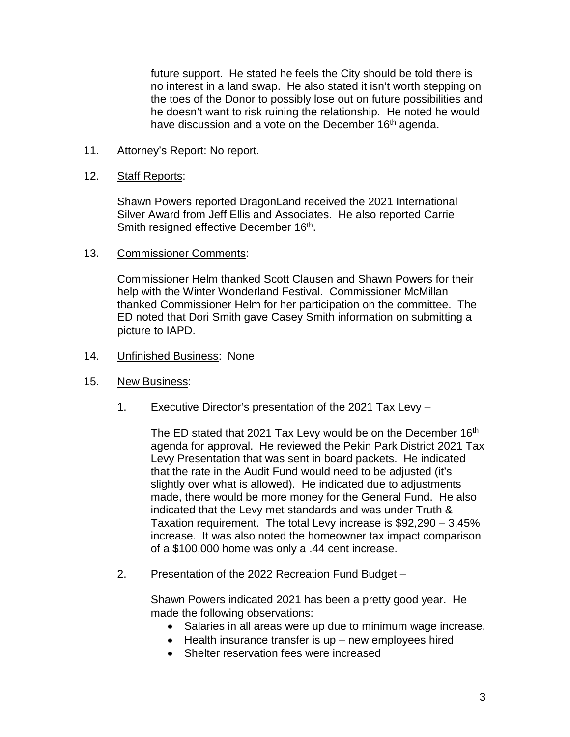future support. He stated he feels the City should be told there is no interest in a land swap. He also stated it isn't worth stepping on the toes of the Donor to possibly lose out on future possibilities and he doesn't want to risk ruining the relationship. He noted he would have discussion and a vote on the December 16th agenda.

11. Attorney's Report: No report.

12. Staff Reports:

    Shawn Powers reported DragonLand received the 2021 International Silver Award from Jeff Ellis and Associates. He also reported Carrie Smith resigned effective December 16th.

13. Commissioner Comments:

    Commissioner Helm thanked Scott Clausen and Shawn Powers for their help with the Winter Wonderland Festival. Commissioner McMillan thanked Commissioner Helm for her participation on the committee. The ED noted that Dori Smith gave Casey Smith information on submitting a picture to IAPD.

14. Unfinished Business: None

15. New Business:

    1. Executive Director's presentation of the 2021 Tax Levy –

       The ED stated that 2021 Tax Levy would be on the December 16th agenda for approval. He reviewed the Pekin Park District 2021 Tax Levy Presentation that was sent in board packets. He indicated that the rate in the Audit Fund would need to be adjusted (it's slightly over what is allowed). He indicated due to adjustments made, there would be more money for the General Fund. He also indicated that the Levy met standards and was under Truth & Taxation requirement. The total Levy increase is $92,290 – 3.45% increase. It was also noted the homeowner tax impact comparison of a $100,000 home was only a .44 cent increase.

    2. Presentation of the 2022 Recreation Fund Budget –

       Shawn Powers indicated 2021 has been a pretty good year. He made the following observations:

       - Salaries in all areas were up due to minimum wage increase.
       - Health insurance transfer is up – new employees hired
       - Shelter reservation fees were increased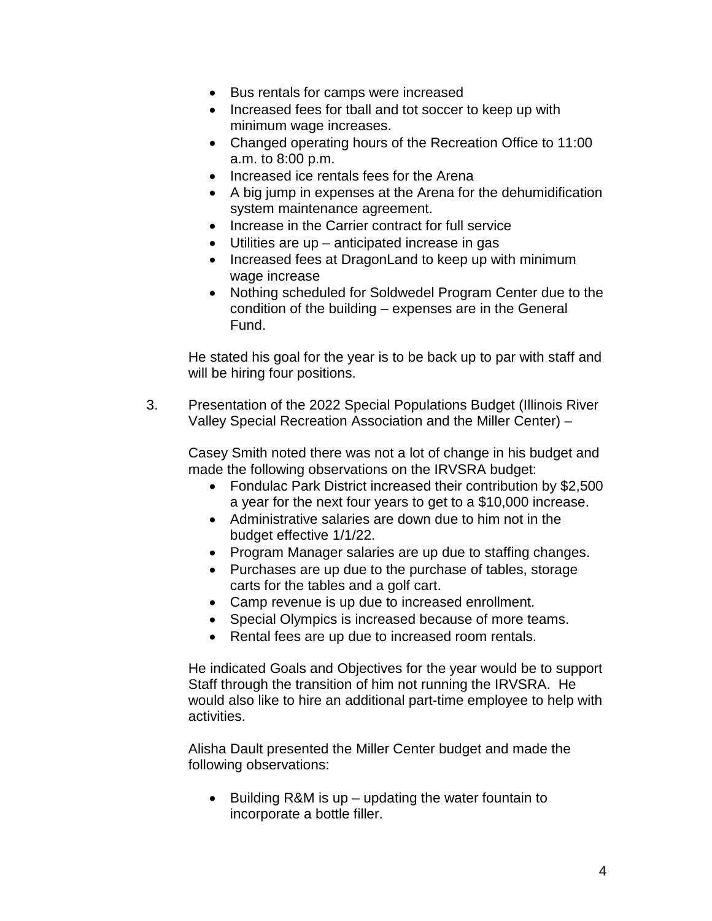- Bus rentals for camps were increased
- Increased fees for tball and tot soccer to keep up with minimum wage increases.
- Changed operating hours of the Recreation Office to 11:00 a.m. to 8:00 p.m.
- Increased ice rentals fees for the Arena
- A big jump in expenses at the Arena for the dehumidification system maintenance agreement.
- Increase in the Carrier contract for full service
- Utilities are up – anticipated increase in gas
- Increased fees at DragonLand to keep up with minimum wage increase
- Nothing scheduled for Soldwedel Program Center due to the condition of the building – expenses are in the General Fund.

He stated his goal for the year is to be back up to par with staff and will be hiring four positions.

3. Presentation of the 2022 Special Populations Budget (Illinois River Valley Special Recreation Association and the Miller Center) –

   Casey Smith noted there was not a lot of change in his budget and made the following observations on the IRVSRA budget:

   - Fondulac Park District increased their contribution by $2,500 a year for the next four years to get to a $10,000 increase.
   - Administrative salaries are down due to him not in the budget effective 1/1/22.
   - Program Manager salaries are up due to staffing changes.
   - Purchases are up due to the purchase of tables, storage carts for the tables and a golf cart.
   - Camp revenue is up due to increased enrollment.
   - Special Olympics is increased because of more teams.
   - Rental fees are up due to increased room rentals.

   He indicated Goals and Objectives for the year would be to support Staff through the transition of him not running the IRVSRA. He would also like to hire an additional part-time employee to help with activities.

   Alisha Dault presented the Miller Center budget and made the following observations:

   - Building R&M is up – updating the water fountain to incorporate a bottle filler.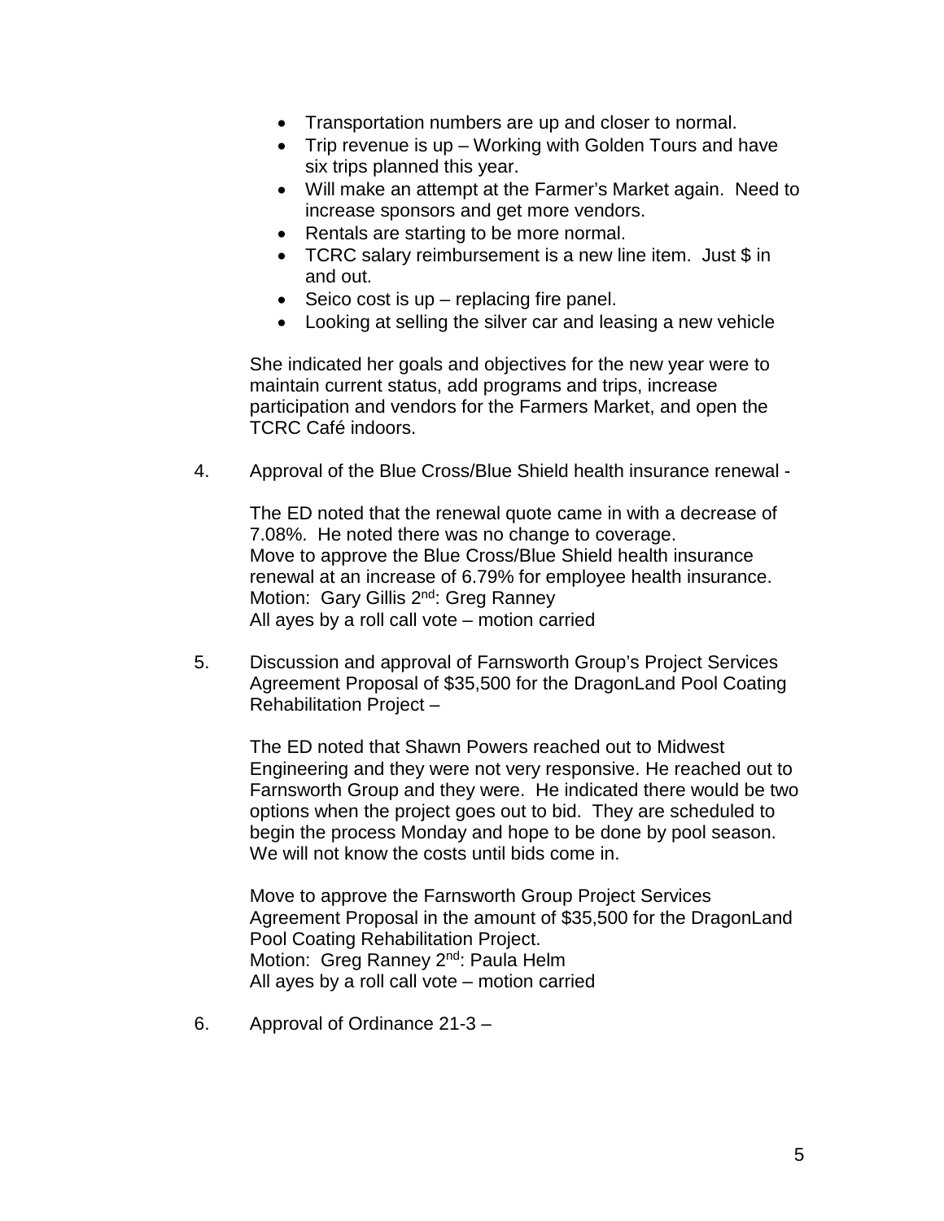- Transportation numbers are up and closer to normal.
- Trip revenue is up – Working with Golden Tours and have six trips planned this year.
- Will make an attempt at the Farmer's Market again. Need to increase sponsors and get more vendors.
- Rentals are starting to be more normal.
- TCRC salary reimbursement is a new line item. Just $ in and out.
- Seico cost is up – replacing fire panel.
- Looking at selling the silver car and leasing a new vehicle

She indicated her goals and objectives for the new year were to maintain current status, add programs and trips, increase participation and vendors for the Farmers Market, and open the TCRC Café indoors.

4. Approval of the Blue Cross/Blue Shield health insurance renewal -

   The ED noted that the renewal quote came in with a decrease of 7.08%. He noted there was no change to coverage.
   Move to approve the Blue Cross/Blue Shield health insurance renewal at an increase of 6.79% for employee health insurance.
   Motion: Gary Gillis 2nd: Greg Ranney
   All ayes by a roll call vote – motion carried

5. Discussion and approval of Farnsworth Group's Project Services Agreement Proposal of $35,500 for the DragonLand Pool Coating Rehabilitation Project –

   The ED noted that Shawn Powers reached out to Midwest Engineering and they were not very responsive. He reached out to Farnsworth Group and they were. He indicated there would be two options when the project goes out to bid. They are scheduled to begin the process Monday and hope to be done by pool season. We will not know the costs until bids come in.

   Move to approve the Farnsworth Group Project Services Agreement Proposal in the amount of $35,500 for the DragonLand Pool Coating Rehabilitation Project.
   Motion: Greg Ranney 2nd: Paula Helm
   All ayes by a roll call vote – motion carried

6. Approval of Ordinance 21-3 –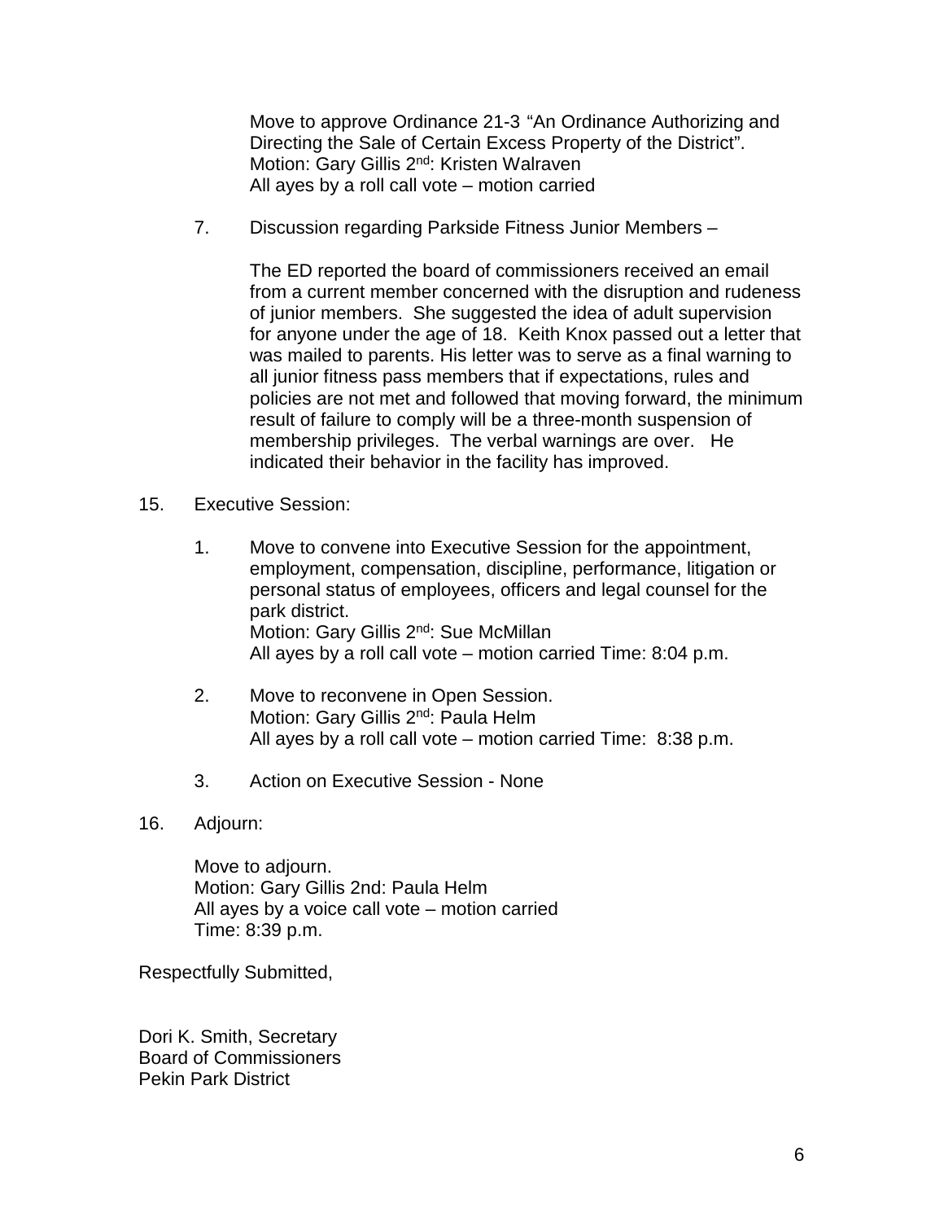Move to approve Ordinance 21-3 "An Ordinance Authorizing and Directing the Sale of Certain Excess Property of the District".
Motion: Gary Gillis 2nd: Kristen Walraven
All ayes by a roll call vote – motion carried

7. Discussion regarding Parkside Fitness Junior Members –

   The ED reported the board of commissioners received an email from a current member concerned with the disruption and rudeness of junior members. She suggested the idea of adult supervision for anyone under the age of 18. Keith Knox passed out a letter that was mailed to parents. His letter was to serve as a final warning to all junior fitness pass members that if expectations, rules and policies are not met and followed that moving forward, the minimum result of failure to comply will be a three-month suspension of membership privileges. The verbal warnings are over. He indicated their behavior in the facility has improved.

15. Executive Session:

   1. Move to convene into Executive Session for the appointment, employment, compensation, discipline, performance, litigation or personal status of employees, officers and legal counsel for the park district.
      Motion: Gary Gillis 2nd: Sue McMillan
      All ayes by a roll call vote – motion carried Time: 8:04 p.m.

   2. Move to reconvene in Open Session.
      Motion: Gary Gillis 2nd: Paula Helm
      All ayes by a roll call vote – motion carried Time: 8:38 p.m.

   3. Action on Executive Session - None

16. Adjourn:

   Move to adjourn.
   Motion: Gary Gillis 2nd: Paula Helm
   All ayes by a voice call vote – motion carried
   Time: 8:39 p.m.

Respectfully Submitted,

Dori K. Smith, Secretary
Board of Commissioners
Pekin Park District